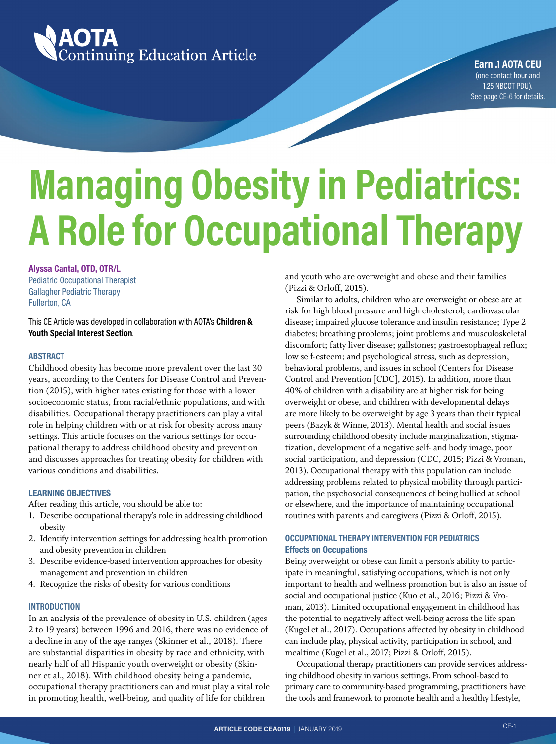AOTA Continuing Education Article

**Earn .1 AOTA CEU**
(one contact hour and 1.25 NBCOT PDU).
See page CE-6 for details.

# Managing Obesity in Pediatrics: A Role for Occupational Therapy

**Alyssa Cantal, OTD, OTR/L**
Pediatric Occupational Therapist
Gallagher Pediatric Therapy
Fullerton, CA

This CE Article was developed in collaboration with AOTA's **Children & Youth Special Interest Section**.

## ABSTRACT

Childhood obesity has become more prevalent over the last 30 years, according to the Centers for Disease Control and Prevention (2015), with higher rates existing for those with a lower socioeconomic status, from racial/ethnic populations, and with disabilities. Occupational therapy practitioners can play a vital role in helping children with or at risk for obesity across many settings. This article focuses on the various settings for occupational therapy to address childhood obesity and prevention and discusses approaches for treating obesity for children with various conditions and disabilities.

## LEARNING OBJECTIVES

After reading this article, you should be able to:

1. Describe occupational therapy's role in addressing childhood obesity
2. Identify intervention settings for addressing health promotion and obesity prevention in children
3. Describe evidence-based intervention approaches for obesity management and prevention in children
4. Recognize the risks of obesity for various conditions

## INTRODUCTION

In an analysis of the prevalence of obesity in U.S. children (ages 2 to 19 years) between 1996 and 2016, there was no evidence of a decline in any of the age ranges (Skinner et al., 2018). There are substantial disparities in obesity by race and ethnicity, with nearly half of all Hispanic youth overweight or obesity (Skinner et al., 2018). With childhood obesity being a pandemic, occupational therapy practitioners can and must play a vital role in promoting health, well-being, and quality of life for children and youth who are overweight and obese and their families (Pizzi & Orloff, 2015).

Similar to adults, children who are overweight or obese are at risk for high blood pressure and high cholesterol; cardiovascular disease; impaired glucose tolerance and insulin resistance; Type 2 diabetes; breathing problems; joint problems and musculoskeletal discomfort; fatty liver disease; gallstones; gastroesophageal reflux; low self-esteem; and psychological stress, such as depression, behavioral problems, and issues in school (Centers for Disease Control and Prevention [CDC], 2015). In addition, more than 40% of children with a disability are at higher risk for being overweight or obese, and children with developmental delays are more likely to be overweight by age 3 years than their typical peers (Bazyk & Winne, 2013). Mental health and social issues surrounding childhood obesity include marginalization, stigmatization, development of a negative self- and body image, poor social participation, and depression (CDC, 2015; Pizzi & Vroman, 2013). Occupational therapy with this population can include addressing problems related to physical mobility through participation, the psychosocial consequences of being bullied at school or elsewhere, and the importance of maintaining occupational routines with parents and caregivers (Pizzi & Orloff, 2015).

## OCCUPATIONAL THERAPY INTERVENTION FOR PEDIATRICS

### Effects on Occupations

Being overweight or obese can limit a person's ability to participate in meaningful, satisfying occupations, which is not only important to health and wellness promotion but is also an issue of social and occupational justice (Kuo et al., 2016; Pizzi & Vroman, 2013). Limited occupational engagement in childhood has the potential to negatively affect well-being across the life span (Kugel et al., 2017). Occupations affected by obesity in childhood can include play, physical activity, participation in school, and mealtime (Kugel et al., 2017; Pizzi & Orloff, 2015).

Occupational therapy practitioners can provide services addressing childhood obesity in various settings. From school-based to primary care to community-based programming, practitioners have the tools and framework to promote health and a healthy lifestyle,

ARTICLE CODE CEA0119 | JANUARY 2019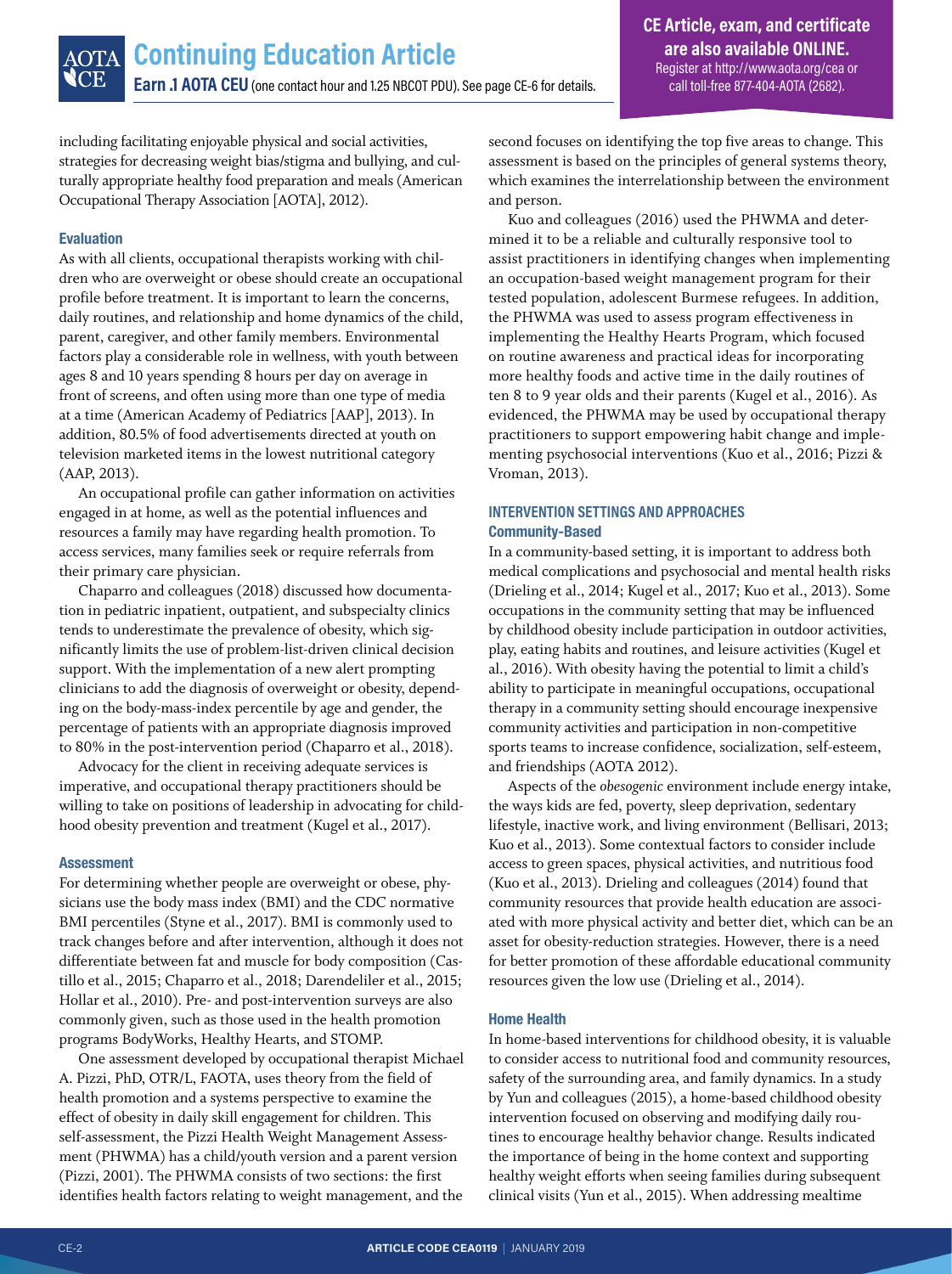including facilitating enjoyable physical and social activities, strategies for decreasing weight bias/stigma and bullying, and culturally appropriate healthy food preparation and meals (American Occupational Therapy Association [AOTA], 2012).

### Evaluation

As with all clients, occupational therapists working with children who are overweight or obese should create an occupational profile before treatment. It is important to learn the concerns, daily routines, and relationship and home dynamics of the child, parent, caregiver, and other family members. Environmental factors play a considerable role in wellness, with youth between ages 8 and 10 years spending 8 hours per day on average in front of screens, and often using more than one type of media at a time (American Academy of Pediatrics [AAP], 2013). In addition, 80.5% of food advertisements directed at youth on television marketed items in the lowest nutritional category (AAP, 2013).

An occupational profile can gather information on activities engaged in at home, as well as the potential influences and resources a family may have regarding health promotion. To access services, many families seek or require referrals from their primary care physician.

Chaparro and colleagues (2018) discussed how documentation in pediatric inpatient, outpatient, and subspecialty clinics tends to underestimate the prevalence of obesity, which significantly limits the use of problem-list-driven clinical decision support. With the implementation of a new alert prompting clinicians to add the diagnosis of overweight or obesity, depending on the body-mass-index percentile by age and gender, the percentage of patients with an appropriate diagnosis improved to 80% in the post-intervention period (Chaparro et al., 2018).

Advocacy for the client in receiving adequate services is imperative, and occupational therapy practitioners should be willing to take on positions of leadership in advocating for childhood obesity prevention and treatment (Kugel et al., 2017).

### Assessment

For determining whether people are overweight or obese, physicians use the body mass index (BMI) and the CDC normative BMI percentiles (Styne et al., 2017). BMI is commonly used to track changes before and after intervention, although it does not differentiate between fat and muscle for body composition (Castillo et al., 2015; Chaparro et al., 2018; Darendeliler et al., 2015; Hollar et al., 2010). Pre- and post-intervention surveys are also commonly given, such as those used in the health promotion programs BodyWorks, Healthy Hearts, and STOMP.

One assessment developed by occupational therapist Michael A. Pizzi, PhD, OTR/L, FAOTA, uses theory from the field of health promotion and a systems perspective to examine the effect of obesity in daily skill engagement for children. This self-assessment, the Pizzi Health Weight Management Assessment (PHWMA) has a child/youth version and a parent version (Pizzi, 2001). The PHWMA consists of two sections: the first identifies health factors relating to weight management, and the second focuses on identifying the top five areas to change. This assessment is based on the principles of general systems theory, which examines the interrelationship between the environment and person.

Kuo and colleagues (2016) used the PHWMA and determined it to be a reliable and culturally responsive tool to assist practitioners in identifying changes when implementing an occupation-based weight management program for their tested population, adolescent Burmese refugees. In addition, the PHWMA was used to assess program effectiveness in implementing the Healthy Hearts Program, which focused on routine awareness and practical ideas for incorporating more healthy foods and active time in the daily routines of ten 8 to 9 year olds and their parents (Kugel et al., 2016). As evidenced, the PHWMA may be used by occupational therapy practitioners to support empowering habit change and implementing psychosocial interventions (Kuo et al., 2016; Pizzi & Vroman, 2013).

## INTERVENTION SETTINGS AND APPROACHES

### Community-Based

In a community-based setting, it is important to address both medical complications and psychosocial and mental health risks (Drieling et al., 2014; Kugel et al., 2017; Kuo et al., 2013). Some occupations in the community setting that may be influenced by childhood obesity include participation in outdoor activities, play, eating habits and routines, and leisure activities (Kugel et al., 2016). With obesity having the potential to limit a child's ability to participate in meaningful occupations, occupational therapy in a community setting should encourage inexpensive community activities and participation in non-competitive sports teams to increase confidence, socialization, self-esteem, and friendships (AOTA 2012).

Aspects of the *obesogenic* environment include energy intake, the ways kids are fed, poverty, sleep deprivation, sedentary lifestyle, inactive work, and living environment (Bellisari, 2013; Kuo et al., 2013). Some contextual factors to consider include access to green spaces, physical activities, and nutritious food (Kuo et al., 2013). Drieling and colleagues (2014) found that community resources that provide health education are associated with more physical activity and better diet, which can be an asset for obesity-reduction strategies. However, there is a need for better promotion of these affordable educational community resources given the low use (Drieling et al., 2014).

### Home Health

In home-based interventions for childhood obesity, it is valuable to consider access to nutritional food and community resources, safety of the surrounding area, and family dynamics. In a study by Yun and colleagues (2015), a home-based childhood obesity intervention focused on observing and modifying daily routines to encourage healthy behavior change. Results indicated the importance of being in the home context and supporting healthy weight efforts when seeing families during subsequent clinical visits (Yun et al., 2015). When addressing mealtime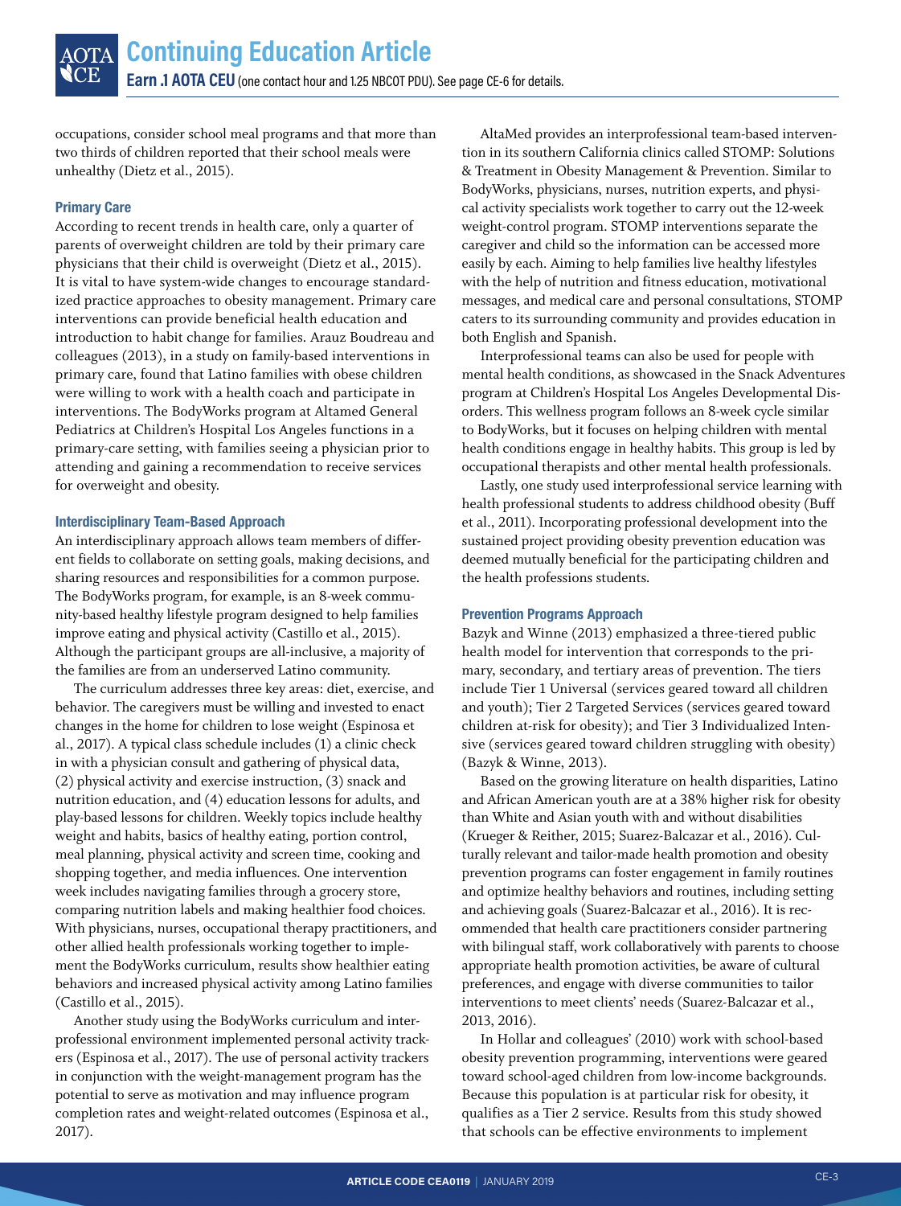occupations, consider school meal programs and that more than two thirds of children reported that their school meals were unhealthy (Dietz et al., 2015).

### Primary Care

According to recent trends in health care, only a quarter of parents of overweight children are told by their primary care physicians that their child is overweight (Dietz et al., 2015). It is vital to have system-wide changes to encourage standardized practice approaches to obesity management. Primary care interventions can provide beneficial health education and introduction to habit change for families. Arauz Boudreau and colleagues (2013), in a study on family-based interventions in primary care, found that Latino families with obese children were willing to work with a health coach and participate in interventions. The BodyWorks program at Altamed General Pediatrics at Children's Hospital Los Angeles functions in a primary-care setting, with families seeing a physician prior to attending and gaining a recommendation to receive services for overweight and obesity.

### Interdisciplinary Team-Based Approach

An interdisciplinary approach allows team members of different fields to collaborate on setting goals, making decisions, and sharing resources and responsibilities for a common purpose. The BodyWorks program, for example, is an 8-week community-based healthy lifestyle program designed to help families improve eating and physical activity (Castillo et al., 2015). Although the participant groups are all-inclusive, a majority of the families are from an underserved Latino community.

The curriculum addresses three key areas: diet, exercise, and behavior. The caregivers must be willing and invested to enact changes in the home for children to lose weight (Espinosa et al., 2017). A typical class schedule includes (1) a clinic check in with a physician consult and gathering of physical data, (2) physical activity and exercise instruction, (3) snack and nutrition education, and (4) education lessons for adults, and play-based lessons for children. Weekly topics include healthy weight and habits, basics of healthy eating, portion control, meal planning, physical activity and screen time, cooking and shopping together, and media influences. One intervention week includes navigating families through a grocery store, comparing nutrition labels and making healthier food choices. With physicians, nurses, occupational therapy practitioners, and other allied health professionals working together to implement the BodyWorks curriculum, results show healthier eating behaviors and increased physical activity among Latino families (Castillo et al., 2015).

Another study using the BodyWorks curriculum and interprofessional environment implemented personal activity trackers (Espinosa et al., 2017). The use of personal activity trackers in conjunction with the weight-management program has the potential to serve as motivation and may influence program completion rates and weight-related outcomes (Espinosa et al., 2017).

AltaMed provides an interprofessional team-based intervention in its southern California clinics called STOMP: Solutions & Treatment in Obesity Management & Prevention. Similar to BodyWorks, physicians, nurses, nutrition experts, and physical activity specialists work together to carry out the 12-week weight-control program. STOMP interventions separate the caregiver and child so the information can be accessed more easily by each. Aiming to help families live healthy lifestyles with the help of nutrition and fitness education, motivational messages, and medical care and personal consultations, STOMP caters to its surrounding community and provides education in both English and Spanish.

Interprofessional teams can also be used for people with mental health conditions, as showcased in the Snack Adventures program at Children's Hospital Los Angeles Developmental Disorders. This wellness program follows an 8-week cycle similar to BodyWorks, but it focuses on helping children with mental health conditions engage in healthy habits. This group is led by occupational therapists and other mental health professionals.

Lastly, one study used interprofessional service learning with health professional students to address childhood obesity (Buff et al., 2011). Incorporating professional development into the sustained project providing obesity prevention education was deemed mutually beneficial for the participating children and the health professions students.

### Prevention Programs Approach

Bazyk and Winne (2013) emphasized a three-tiered public health model for intervention that corresponds to the primary, secondary, and tertiary areas of prevention. The tiers include Tier 1 Universal (services geared toward all children and youth); Tier 2 Targeted Services (services geared toward children at-risk for obesity); and Tier 3 Individualized Intensive (services geared toward children struggling with obesity) (Bazyk & Winne, 2013).

Based on the growing literature on health disparities, Latino and African American youth are at a 38% higher risk for obesity than White and Asian youth with and without disabilities (Krueger & Reither, 2015; Suarez-Balcazar et al., 2016). Culturally relevant and tailor-made health promotion and obesity prevention programs can foster engagement in family routines and optimize healthy behaviors and routines, including setting and achieving goals (Suarez-Balcazar et al., 2016). It is recommended that health care practitioners consider partnering with bilingual staff, work collaboratively with parents to choose appropriate health promotion activities, be aware of cultural preferences, and engage with diverse communities to tailor interventions to meet clients' needs (Suarez-Balcazar et al., 2013, 2016).

In Hollar and colleagues' (2010) work with school-based obesity prevention programming, interventions were geared toward school-aged children from low-income backgrounds. Because this population is at particular risk for obesity, it qualifies as a Tier 2 service. Results from this study showed that schools can be effective environments to implement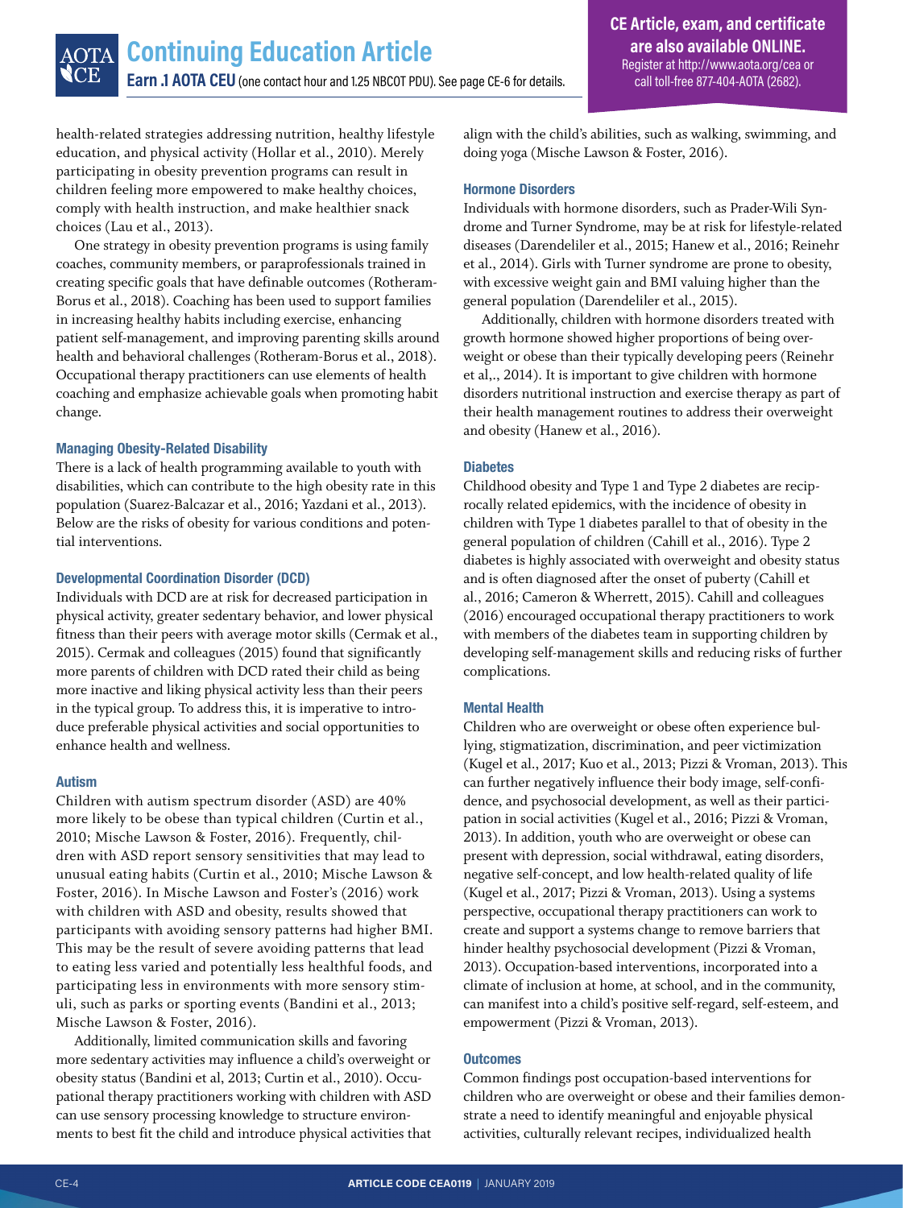health-related strategies addressing nutrition, healthy lifestyle education, and physical activity (Hollar et al., 2010). Merely participating in obesity prevention programs can result in children feeling more empowered to make healthy choices, comply with health instruction, and make healthier snack choices (Lau et al., 2013).

One strategy in obesity prevention programs is using family coaches, community members, or paraprofessionals trained in creating specific goals that have definable outcomes (Rotheram-Borus et al., 2018). Coaching has been used to support families in increasing healthy habits including exercise, enhancing patient self-management, and improving parenting skills around health and behavioral challenges (Rotheram-Borus et al., 2018). Occupational therapy practitioners can use elements of health coaching and emphasize achievable goals when promoting habit change.

### Managing Obesity-Related Disability

There is a lack of health programming available to youth with disabilities, which can contribute to the high obesity rate in this population (Suarez-Balcazar et al., 2016; Yazdani et al., 2013). Below are the risks of obesity for various conditions and potential interventions.

### Developmental Coordination Disorder (DCD)

Individuals with DCD are at risk for decreased participation in physical activity, greater sedentary behavior, and lower physical fitness than their peers with average motor skills (Cermak et al., 2015). Cermak and colleagues (2015) found that significantly more parents of children with DCD rated their child as being more inactive and liking physical activity less than their peers in the typical group. To address this, it is imperative to introduce preferable physical activities and social opportunities to enhance health and wellness.

### Autism

Children with autism spectrum disorder (ASD) are 40% more likely to be obese than typical children (Curtin et al., 2010; Mische Lawson & Foster, 2016). Frequently, children with ASD report sensory sensitivities that may lead to unusual eating habits (Curtin et al., 2010; Mische Lawson & Foster, 2016). In Mische Lawson and Foster's (2016) work with children with ASD and obesity, results showed that participants with avoiding sensory patterns had higher BMI. This may be the result of severe avoiding patterns that lead to eating less varied and potentially less healthful foods, and participating less in environments with more sensory stimuli, such as parks or sporting events (Bandini et al., 2013; Mische Lawson & Foster, 2016).

Additionally, limited communication skills and favoring more sedentary activities may influence a child's overweight or obesity status (Bandini et al, 2013; Curtin et al., 2010). Occupational therapy practitioners working with children with ASD can use sensory processing knowledge to structure environments to best fit the child and introduce physical activities that align with the child's abilities, such as walking, swimming, and doing yoga (Mische Lawson & Foster, 2016).

### Hormone Disorders

Individuals with hormone disorders, such as Prader-Wili Syndrome and Turner Syndrome, may be at risk for lifestyle-related diseases (Darendeliler et al., 2015; Hanew et al., 2016; Reinehr et al., 2014). Girls with Turner syndrome are prone to obesity, with excessive weight gain and BMI valuing higher than the general population (Darendeliler et al., 2015).

Additionally, children with hormone disorders treated with growth hormone showed higher proportions of being overweight or obese than their typically developing peers (Reinehr et al,., 2014). It is important to give children with hormone disorders nutritional instruction and exercise therapy as part of their health management routines to address their overweight and obesity (Hanew et al., 2016).

### Diabetes

Childhood obesity and Type 1 and Type 2 diabetes are reciprocally related epidemics, with the incidence of obesity in children with Type 1 diabetes parallel to that of obesity in the general population of children (Cahill et al., 2016). Type 2 diabetes is highly associated with overweight and obesity status and is often diagnosed after the onset of puberty (Cahill et al., 2016; Cameron & Wherrett, 2015). Cahill and colleagues (2016) encouraged occupational therapy practitioners to work with members of the diabetes team in supporting children by developing self-management skills and reducing risks of further complications.

### Mental Health

Children who are overweight or obese often experience bullying, stigmatization, discrimination, and peer victimization (Kugel et al., 2017; Kuo et al., 2013; Pizzi & Vroman, 2013). This can further negatively influence their body image, self-confidence, and psychosocial development, as well as their participation in social activities (Kugel et al., 2016; Pizzi & Vroman, 2013). In addition, youth who are overweight or obese can present with depression, social withdrawal, eating disorders, negative self-concept, and low health-related quality of life (Kugel et al., 2017; Pizzi & Vroman, 2013). Using a systems perspective, occupational therapy practitioners can work to create and support a systems change to remove barriers that hinder healthy psychosocial development (Pizzi & Vroman, 2013). Occupation-based interventions, incorporated into a climate of inclusion at home, at school, and in the community, can manifest into a child's positive self-regard, self-esteem, and empowerment (Pizzi & Vroman, 2013).

### Outcomes

Common findings post occupation-based interventions for children who are overweight or obese and their families demonstrate a need to identify meaningful and enjoyable physical activities, culturally relevant recipes, individualized health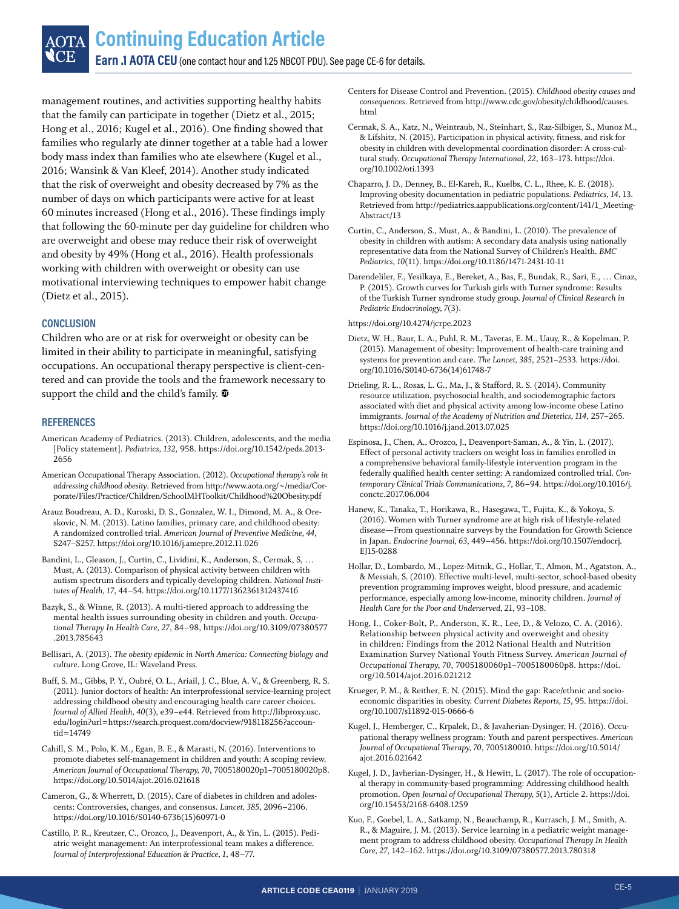management routines, and activities supporting healthy habits that the family can participate in together (Dietz et al., 2015; Hong et al., 2016; Kugel et al., 2016). One finding showed that families who regularly ate dinner together at a table had a lower body mass index than families who ate elsewhere (Kugel et al., 2016; Wansink & Van Kleef, 2014). Another study indicated that the risk of overweight and obesity decreased by 7% as the number of days on which participants were active for at least 60 minutes increased (Hong et al., 2016). These findings imply that following the 60-minute per day guideline for children who are overweight and obese may reduce their risk of overweight and obesity by 49% (Hong et al., 2016). Health professionals working with children with overweight or obesity can use motivational interviewing techniques to empower habit change (Dietz et al., 2015).

## CONCLUSION

Children who are or at risk for overweight or obesity can be limited in their ability to participate in meaningful, satisfying occupations. An occupational therapy perspective is client-centered and can provide the tools and the framework necessary to support the child and the child's family.

## REFERENCES

American Academy of Pediatrics. (2013). Children, adolescents, and the media [Policy statement]. *Pediatrics, 132*, 958. https://doi.org/10.1542/peds.2013-2656

American Occupational Therapy Association. (2012). *Occupational therapy's role in addressing childhood obesity*. Retrieved from http://www.aota.org/~/media/Corporate/Files/Practice/Children/SchoolMHToolkit/Childhood%20Obesity.pdf

Arauz Boudreau, A. D., Kuroski, D. S., Gonzalez, W. I., Dimond, M. A., & Oreskovic, N. M. (2013). Latino families, primary care, and childhood obesity: A randomized controlled trial. *American Journal of Preventive Medicine, 44*, S247–S257. https://doi.org/10.1016/j.amepre.2012.11.026

Bandini, L., Gleason, J., Curtin, C., Lividini, K., Anderson, S., Cermak, S, … Must, A. (2013). Comparison of physical activity between children with autism spectrum disorders and typically developing children. *National Institutes of Health, 17*, 44–54. https://doi.org/10.1177/1362361312437416

Bazyk, S., & Winne, R. (2013). A multi-tiered approach to addressing the mental health issues surrounding obesity in children and youth. *Occupational Therapy In Health Care, 27*, 84–98, https://doi.org/10.3109/07380577.2013.785643

Bellisari, A. (2013). *The obesity epidemic in North America: Connecting biology and culture*. Long Grove, IL: Waveland Press.

Buff, S. M., Gibbs, P. Y., Oubré, O. L., Ariail, J. C., Blue, A. V., & Greenberg, R. S. (2011). Junior doctors of health: An interprofessional service-learning project addressing childhood obesity and encouraging health care career choices. *Journal of Allied Health, 40*(3), e39–e44. Retrieved from http://libproxy.usc.edu/login?url=https://search.proquest.com/docview/918118256?accountid=14749

Cahill, S. M., Polo, K. M., Egan, B. E., & Marasti, N. (2016). Interventions to promote diabetes self-management in children and youth: A scoping review. *American Journal of Occupational Therapy, 70*, 7005180020p1–7005180020p8. https://doi.org/10.5014/ajot.2016.021618

Cameron, G., & Wherrett, D. (2015). Care of diabetes in children and adolescents: Controversies, changes, and consensus. *Lancet, 385*, 2096–2106. https://doi.org/10.1016/S0140-6736(15)60971-0

Castillo, P. R., Kreutzer, C., Orozco, J., Deavenport, A., & Yin, L. (2015). Pediatric weight management: An interprofessional team makes a difference. *Journal of Interprofessional Education & Practice, 1*, 48–77.

Centers for Disease Control and Prevention. (2015). *Childhood obesity causes and consequences*. Retrieved from http://www.cdc.gov/obesity/childhood/causes.html

Cermak, S. A., Katz, N., Weintraub, N., Steinhart, S., Raz-Silbiger, S., Munoz M., & Lifshitz, N. (2015). Participation in physical activity, fitness, and risk for obesity in children with developmental coordination disorder: A cross-cultural study. *Occupational Therapy International, 22*, 163–173. https://doi.org/10.1002/oti.1393

Chaparro, J. D., Denney, B., El-Kareh, R., Kuelbs, C. L., Rhee, K. E. (2018). Improving obesity documentation in pediatric populations. *Pediatrics, 14*, 13. Retrieved from http://pediatrics.aappublications.org/content/141/1_Meeting-Abstract/13

Curtin, C., Anderson, S., Must, A., & Bandini, L. (2010). The prevalence of obesity in children with autism: A secondary data analysis using nationally representative data from the National Survey of Children's Health. *BMC Pediatrics, 10*(11). https://doi.org/10.1186/1471-2431-10-11

Darendeliler, F., Yesilkaya, E., Bereket, A., Bas, F., Bundak, R., Sari, E., … Cinaz, P. (2015). Growth curves for Turkish girls with Turner syndrome: Results of the Turkish Turner syndrome study group. *Journal of Clinical Research in Pediatric Endocrinology, 7*(3).

https://doi.org/10.4274/jcrpe.2023

Dietz, W. H., Baur, L. A., Puhl, R. M., Taveras, E. M., Uauy, R., & Kopelman, P. (2015). Management of obesity: Improvement of health-care training and systems for prevention and care. *The Lancet, 385*, 2521–2533. https://doi.org/10.1016/S0140-6736(14)61748-7

Drieling, R. L., Rosas, L. G., Ma, J., & Stafford, R. S. (2014). Community resource utilization, psychosocial health, and sociodemographic factors associated with diet and physical activity among low-income obese Latino immigrants. *Journal of the Academy of Nutrition and Dietetics, 114*, 257–265. https://doi.org/10.1016/j.jand.2013.07.025

Espinosa, J., Chen, A., Orozco, J., Deavenport-Saman, A., & Yin, L. (2017). Effect of personal activity trackers on weight loss in families enrolled in a comprehensive behavioral family-lifestyle intervention program in the federally qualified health center setting: A randomized controlled trial. *Contemporary Clinical Trials Communications, 7*, 86–94. https://doi.org/10.1016/j.conctc.2017.06.004

Hanew, K., Tanaka, T., Horikawa, R., Hasegawa, T., Fujita, K., & Yokoya, S. (2016). Women with Turner syndrome are at high risk of lifestyle-related disease—From questionnaire surveys by the Foundation for Growth Science in Japan. *Endocrine Journal, 63*, 449–456. https://doi.org/10.1507/endocrj.EJ15-0288

Hollar, D., Lombardo, M., Lopez-Mitnik, G., Hollar, T., Almon, M., Agatston, A., & Messiah, S. (2010). Effective multi-level, multi-sector, school-based obesity prevention programming improves weight, blood pressure, and academic performance, especially among low-income, minority children. *Journal of Health Care for the Poor and Underserved, 21*, 93–108.

Hong, I., Coker-Bolt, P., Anderson, K. R., Lee, D., & Velozo, C. A. (2016). Relationship between physical activity and overweight and obesity in children: Findings from the 2012 National Health and Nutrition Examination Survey National Youth Fitness Survey. *American Journal of Occupational Therapy, 70*, 7005180060p1–7005180060p8. https://doi.org/10.5014/ajot.2016.021212

Krueger, P. M., & Reither, E. N. (2015). Mind the gap: Race/ethnic and socioeconomic disparities in obesity. *Current Diabetes Reports, 15*, 95. https://doi.org/10.1007/s11892-015-0666-6

Kugel, J., Hemberger, C., Krpalek, D., & Javaherian-Dysinger, H. (2016). Occupational therapy wellness program: Youth and parent perspectives. *American Journal of Occupational Therapy, 70*, 7005180010. https://doi.org/10.5014/ajot.2016.021642

Kugel, J. D., Javherian-Dysinger, H., & Hewitt, L. (2017). The role of occupational therapy in community-based programming: Addressing childhood health promotion. *Open Journal of Occupational Therapy, 5*(1), Article 2. https://doi.org/10.15453/2168-6408.1259

Kuo, F., Goebel, L. A., Satkamp, N., Beauchamp, R., Kurrasch, J. M., Smith, A. R., & Maguire, J. M. (2013). Service learning in a pediatric weight management program to address childhood obesity. *Occupational Therapy In Health Care, 27*, 142–162. https://doi.org/10.3109/07380577.2013.780318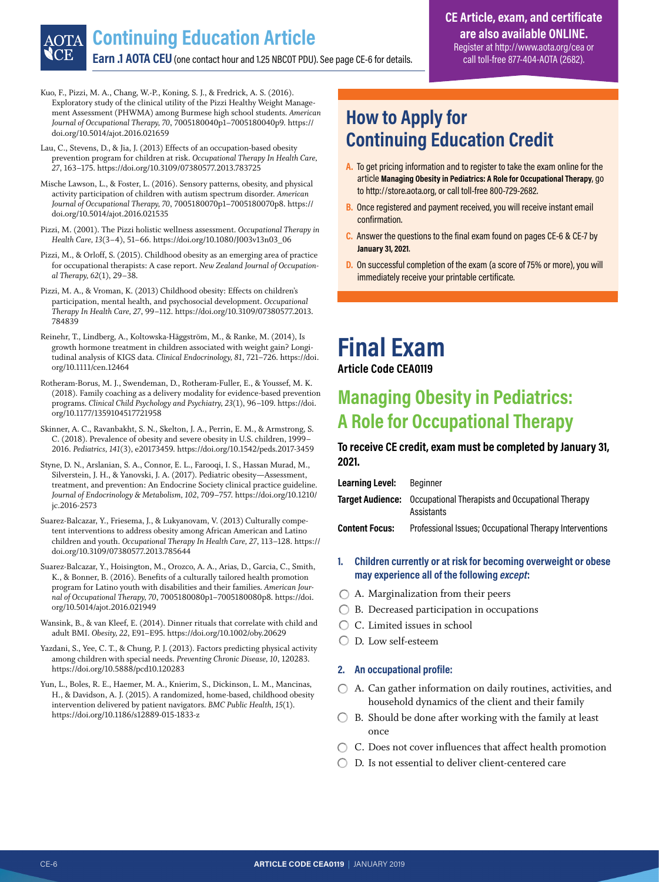## Continuing Education Article

**Earn .1 AOTA CEU** (one contact hour and 1.25 NBCOT PDU). See page CE-6 for details.

**CE Article, exam, and certificate are also available ONLINE.** Register at http://www.aota.org/cea or call toll-free 877-404-AOTA (2682).

Kuo, F., Pizzi, M. A., Chang, W.-P., Koning, S. J., & Fredrick, A. S. (2016). Exploratory study of the clinical utility of the Pizzi Healthy Weight Management Assessment (PHWMA) among Burmese high school students. *American Journal of Occupational Therapy, 70*, 7005180040p1–7005180040p9. https://doi.org/10.5014/ajot.2016.021659

Lau, C., Stevens, D., & Jia, J. (2013) Effects of an occupation-based obesity prevention program for children at risk. *Occupational Therapy In Health Care, 27*, 163–175. https://doi.org/10.3109/07380577.2013.783725

Mische Lawson, L., & Foster, L. (2016). Sensory patterns, obesity, and physical activity participation of children with autism spectrum disorder. *American Journal of Occupational Therapy, 70*, 7005180070p1–7005180070p8. https://doi.org/10.5014/ajot.2016.021535

Pizzi, M. (2001). The Pizzi holistic wellness assessment. *Occupational Therapy in Health Care, 13*(3–4), 51–66. https://doi.org/10.1080/J003v13n03_06

Pizzi, M., & Orloff, S. (2015). Childhood obesity as an emerging area of practice for occupational therapists: A case report. *New Zealand Journal of Occupational Therapy, 62*(1), 29–38.

Pizzi, M. A., & Vroman, K. (2013) Childhood obesity: Effects on children's participation, mental health, and psychosocial development. *Occupational Therapy In Health Care, 27*, 99–112. https://doi.org/10.3109/07380577.2013.784839

Reinehr, T., Lindberg, A., Koltowska-Häggström, M., & Ranke, M. (2014), Is growth hormone treatment in children associated with weight gain? Longitudinal analysis of KIGS data. *Clinical Endocrinology, 81*, 721–726. https://doi.org/10.1111/cen.12464

Rotheram-Borus, M. J., Swendeman, D., Rotheram-Fuller, E., & Youssef, M. K. (2018). Family coaching as a delivery modality for evidence-based prevention programs. *Clinical Child Psychology and Psychiatry, 23*(1), 96–109. https://doi.org/10.1177/1359104517721958

Skinner, A. C., Ravanbakht, S. N., Skelton, J. A., Perrin, E. M., & Armstrong, S. C. (2018). Prevalence of obesity and severe obesity in U.S. children, 1999–2016. *Pediatrics, 141*(3), e20173459. https://doi.org/10.1542/peds.2017-3459

Styne, D. N., Arslanian, S. A., Connor, E. L., Farooqi, I. S., Hassan Murad, M., Silverstein, J. H., & Yanovski, J. A. (2017). Pediatric obesity—Assessment, treatment, and prevention: An Endocrine Society clinical practice guideline. *Journal of Endocrinology & Metabolism, 102*, 709–757. https://doi.org/10.1210/jc.2016-2573

Suarez-Balcazar, Y., Friesema, J., & Lukyanovam, V. (2013) Culturally competent interventions to address obesity among African American and Latino children and youth. *Occupational Therapy In Health Care, 27*, 113–128. https://doi.org/10.3109/07380577.2013.785644

Suarez-Balcazar, Y., Hoisington, M., Orozco, A. A., Arias, D., Garcia, C., Smith, K., & Bonner, B. (2016). Benefits of a culturally tailored health promotion program for Latino youth with disabilities and their families. *American Journal of Occupational Therapy, 70*, 7005180080p1–7005180080p8. https://doi.org/10.5014/ajot.2016.021949

Wansink, B., & van Kleef, E. (2014). Dinner rituals that correlate with child and adult BMI. *Obesity, 22*, E91–E95. https://doi.org/10.1002/oby.20629

Yazdani, S., Yee, C. T., & Chung, P. J. (2013). Factors predicting physical activity among children with special needs. *Preventing Chronic Disease, 10*, 120283. https://doi.org/10.5888/pcd10.120283

Yun, L., Boles, R. E., Haemer, M. A., Knierim, S., Dickinson, L. M., Mancinas, H., & Davidson, A. J. (2015). A randomized, home-based, childhood obesity intervention delivered by patient navigators. *BMC Public Health, 15*(1). https://doi.org/10.1186/s12889-015-1833-z

## How to Apply for Continuing Education Credit

**A.** To get pricing information and to register to take the exam online for the article **Managing Obesity in Pediatrics: A Role for Occupational Therapy**, go to http://store.aota.org, or call toll-free 800-729-2682.

**B.** Once registered and payment received, you will receive instant email confirmation.

**C.** Answer the questions to the final exam found on pages CE-6 & CE-7 by **January 31, 2021.**

**D.** On successful completion of the exam (a score of 75% or more), you will immediately receive your printable certificate.

# Final Exam

**Article Code CEA0119**

## Managing Obesity in Pediatrics: A Role for Occupational Therapy

**To receive CE credit, exam must be completed by January 31, 2021.**

**Learning Level:** Beginner

**Target Audience:** Occupational Therapists and Occupational Therapy Assistants

**Content Focus:** Professional Issues; Occupational Therapy Interventions

**1. Children currently or at risk for becoming overweight or obese may experience all of the following *except*:**

- A. Marginalization from their peers
- B. Decreased participation in occupations
- C. Limited issues in school
- D. Low self-esteem

**2. An occupational profile:**

- A. Can gather information on daily routines, activities, and household dynamics of the client and their family
- B. Should be done after working with the family at least once
- C. Does not cover influences that affect health promotion
- D. Is not essential to deliver client-centered care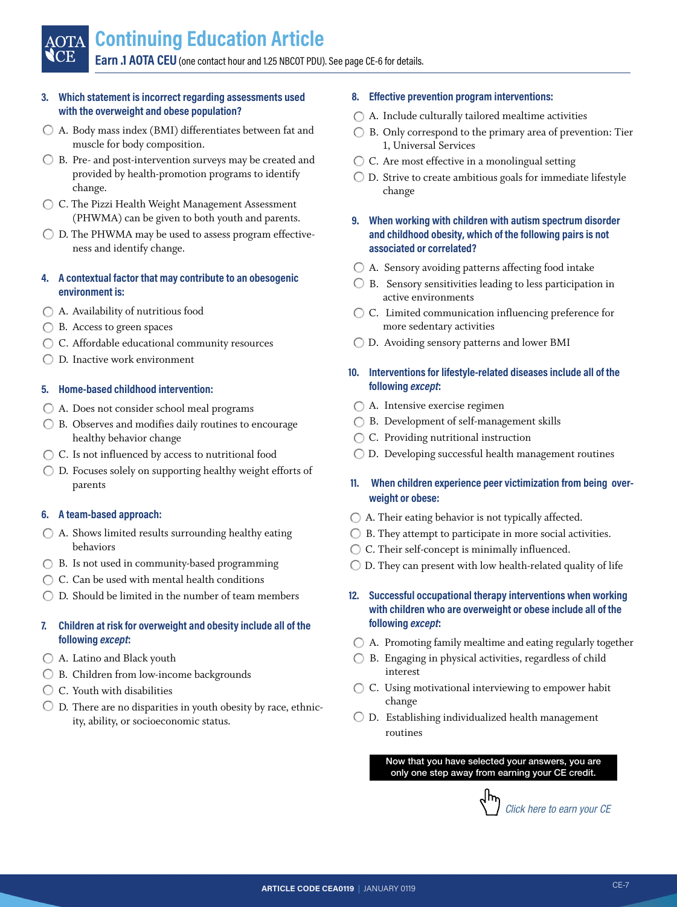# Continuing Education Article

**Earn .1 AOTA CEU** (one contact hour and 1.25 NBCOT PDU). See page CE-6 for details.

**3. Which statement is incorrect regarding assessments used with the overweight and obese population?**

- A. Body mass index (BMI) differentiates between fat and muscle for body composition.
- B. Pre- and post-intervention surveys may be created and provided by health-promotion programs to identify change.
- C. The Pizzi Health Weight Management Assessment (PHWMA) can be given to both youth and parents.
- D. The PHWMA may be used to assess program effectiveness and identify change.

**4. A contextual factor that may contribute to an obesogenic environment is:**

- A. Availability of nutritious food
- B. Access to green spaces
- C. Affordable educational community resources
- D. Inactive work environment

**5. Home-based childhood intervention:**

- A. Does not consider school meal programs
- B. Observes and modifies daily routines to encourage healthy behavior change
- C. Is not influenced by access to nutritional food
- D. Focuses solely on supporting healthy weight efforts of parents

**6. A team-based approach:**

- A. Shows limited results surrounding healthy eating behaviors
- B. Is not used in community-based programming
- C. Can be used with mental health conditions
- D. Should be limited in the number of team members

**7. Children at risk for overweight and obesity include all of the following *except*:**

- A. Latino and Black youth
- B. Children from low-income backgrounds
- C. Youth with disabilities
- D. There are no disparities in youth obesity by race, ethnicity, ability, or socioeconomic status.

**8. Effective prevention program interventions:**

- A. Include culturally tailored mealtime activities
- B. Only correspond to the primary area of prevention: Tier 1, Universal Services
- C. Are most effective in a monolingual setting
- D. Strive to create ambitious goals for immediate lifestyle change

**9. When working with children with autism spectrum disorder and childhood obesity, which of the following pairs is not associated or correlated?**

- A. Sensory avoiding patterns affecting food intake
- B. Sensory sensitivities leading to less participation in active environments
- C. Limited communication influencing preference for more sedentary activities
- D. Avoiding sensory patterns and lower BMI

**10. Interventions for lifestyle-related diseases include all of the following *except*:**

- A. Intensive exercise regimen
- B. Development of self-management skills
- C. Providing nutritional instruction
- D. Developing successful health management routines

**11. When children experience peer victimization from being overweight or obese:**

- A. Their eating behavior is not typically affected.
- B. They attempt to participate in more social activities.
- C. Their self-concept is minimally influenced.
- D. They can present with low health-related quality of life

**12. Successful occupational therapy interventions when working with children who are overweight or obese include all of the following *except*:**

- A. Promoting family mealtime and eating regularly together
- B. Engaging in physical activities, regardless of child interest
- C. Using motivational interviewing to empower habit change
- D. Establishing individualized health management routines

Now that you have selected your answers, you are only one step away from earning your CE credit.

*Click here to earn your CE*

**ARTICLE CODE CEA0119** | JANUARY 0119